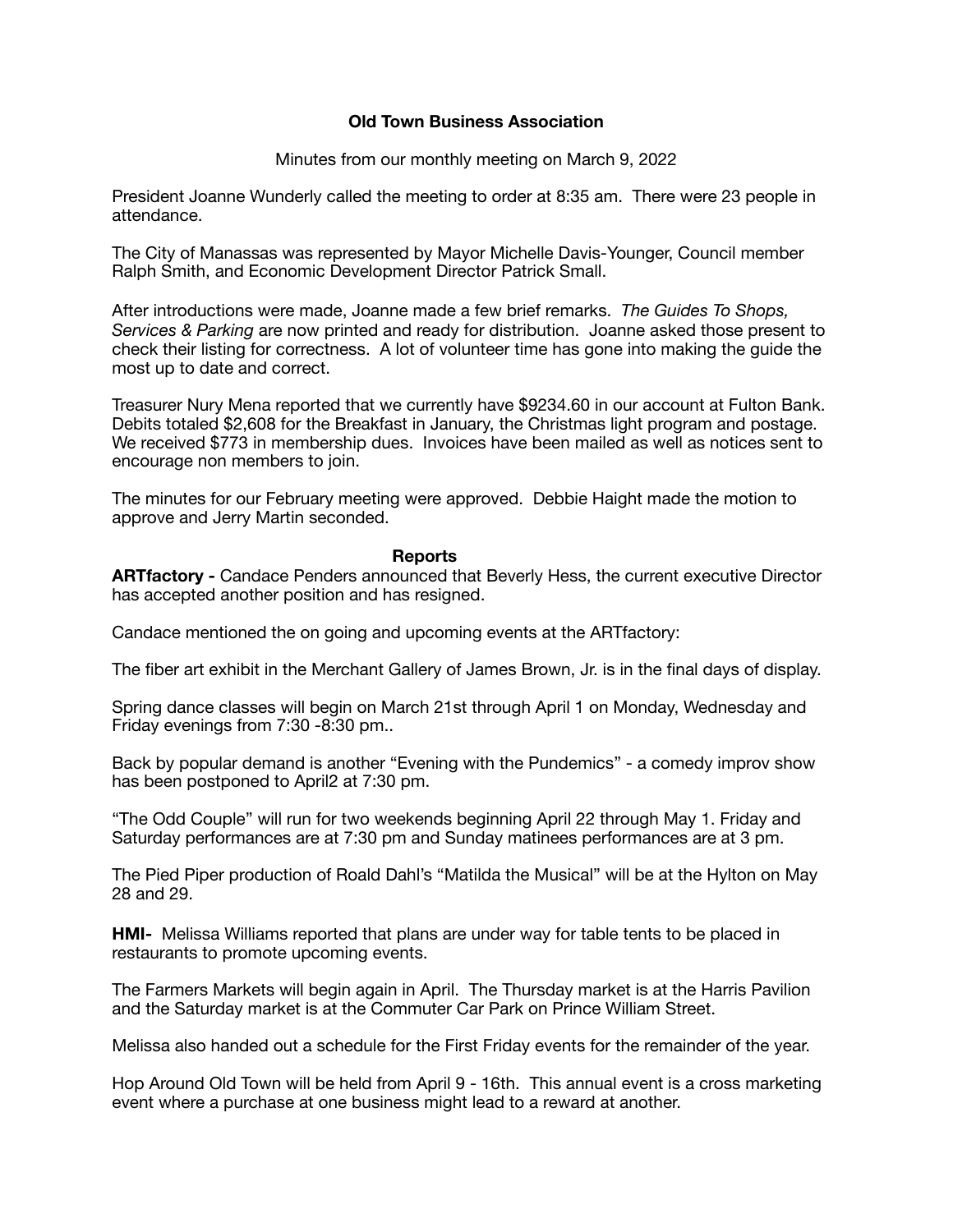**Old Town Business Association**

Minutes from our monthly meeting on March 9, 2022

President Joanne Wunderly called the meeting to order at 8:35 am. There were 23 people in attendance.

The City of Manassas was represented by Mayor Michelle Davis-Younger, Council member Ralph Smith, and Economic Development Director Patrick Small.

After introductions were made, Joanne made a few brief remarks. *The Guides To Shops, Services & Parking* are now printed and ready for distribution. Joanne asked those present to check their listing for correctness. A lot of volunteer time has gone into making the guide the most up to date and correct.

Treasurer Nury Mena reported that we currently have $9234.60 in our account at Fulton Bank. Debits totaled $2,608 for the Breakfast in January, the Christmas light program and postage. We received $773 in membership dues. Invoices have been mailed as well as notices sent to encourage non members to join.

The minutes for our February meeting were approved. Debbie Haight made the motion to approve and Jerry Martin seconded.

**Reports**

**ARTfactory -** Candace Penders announced that Beverly Hess, the current executive Director has accepted another position and has resigned.

Candace mentioned the on going and upcoming events at the ARTfactory:

The fiber art exhibit in the Merchant Gallery of James Brown, Jr. is in the final days of display.

Spring dance classes will begin on March 21st through April 1 on Monday, Wednesday and Friday evenings from 7:30 -8:30 pm..

Back by popular demand is another "Evening with the Pundemics" - a comedy improv show has been postponed to April2 at 7:30 pm.

"The Odd Couple" will run for two weekends beginning April 22 through May 1. Friday and Saturday performances are at 7:30 pm and Sunday matinees performances are at 3 pm.

The Pied Piper production of Roald Dahl's "Matilda the Musical" will be at the Hylton on May 28 and 29.

**HMI-** Melissa Williams reported that plans are under way for table tents to be placed in restaurants to promote upcoming events.

The Farmers Markets will begin again in April. The Thursday market is at the Harris Pavilion and the Saturday market is at the Commuter Car Park on Prince William Street.

Melissa also handed out a schedule for the First Friday events for the remainder of the year.

Hop Around Old Town will be held from April 9 - 16th. This annual event is a cross marketing event where a purchase at one business might lead to a reward at another.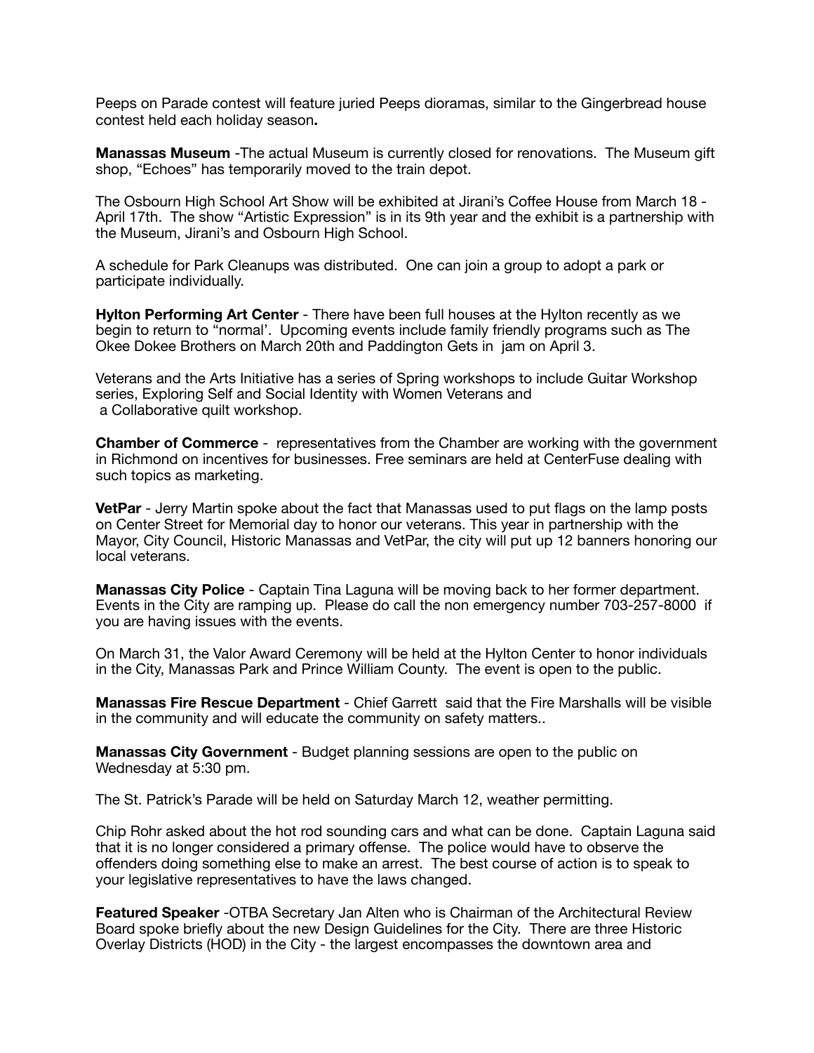Peeps on Parade contest will feature juried Peeps dioramas, similar to the Gingerbread house contest held each holiday season**.**

**Manassas Museum** -The actual Museum is currently closed for renovations. The Museum gift shop, "Echoes" has temporarily moved to the train depot.

The Osbourn High School Art Show will be exhibited at Jirani's Coffee House from March 18 - April 17th. The show "Artistic Expression" is in its 9th year and the exhibit is a partnership with the Museum, Jirani's and Osbourn High School.

A schedule for Park Cleanups was distributed. One can join a group to adopt a park or participate individually.

**Hylton Performing Art Center** - There have been full houses at the Hylton recently as we begin to return to "normal'. Upcoming events include family friendly programs such as The Okee Dokee Brothers on March 20th and Paddington Gets in jam on April 3.

Veterans and the Arts Initiative has a series of Spring workshops to include Guitar Workshop series, Exploring Self and Social Identity with Women Veterans and a Collaborative quilt workshop.

**Chamber of Commerce** - representatives from the Chamber are working with the government in Richmond on incentives for businesses. Free seminars are held at CenterFuse dealing with such topics as marketing.

**VetPar** - Jerry Martin spoke about the fact that Manassas used to put flags on the lamp posts on Center Street for Memorial day to honor our veterans. This year in partnership with the Mayor, City Council, Historic Manassas and VetPar, the city will put up 12 banners honoring our local veterans.

**Manassas City Police** - Captain Tina Laguna will be moving back to her former department. Events in the City are ramping up. Please do call the non emergency number 703-257-8000 if you are having issues with the events.

On March 31, the Valor Award Ceremony will be held at the Hylton Center to honor individuals in the City, Manassas Park and Prince William County. The event is open to the public.

**Manassas Fire Rescue Department** - Chief Garrett said that the Fire Marshalls will be visible in the community and will educate the community on safety matters..

**Manassas City Government** - Budget planning sessions are open to the public on Wednesday at 5:30 pm.

The St. Patrick's Parade will be held on Saturday March 12, weather permitting.

Chip Rohr asked about the hot rod sounding cars and what can be done. Captain Laguna said that it is no longer considered a primary offense. The police would have to observe the offenders doing something else to make an arrest. The best course of action is to speak to your legislative representatives to have the laws changed.

**Featured Speaker** -OTBA Secretary Jan Alten who is Chairman of the Architectural Review Board spoke briefly about the new Design Guidelines for the City. There are three Historic Overlay Districts (HOD) in the City - the largest encompasses the downtown area and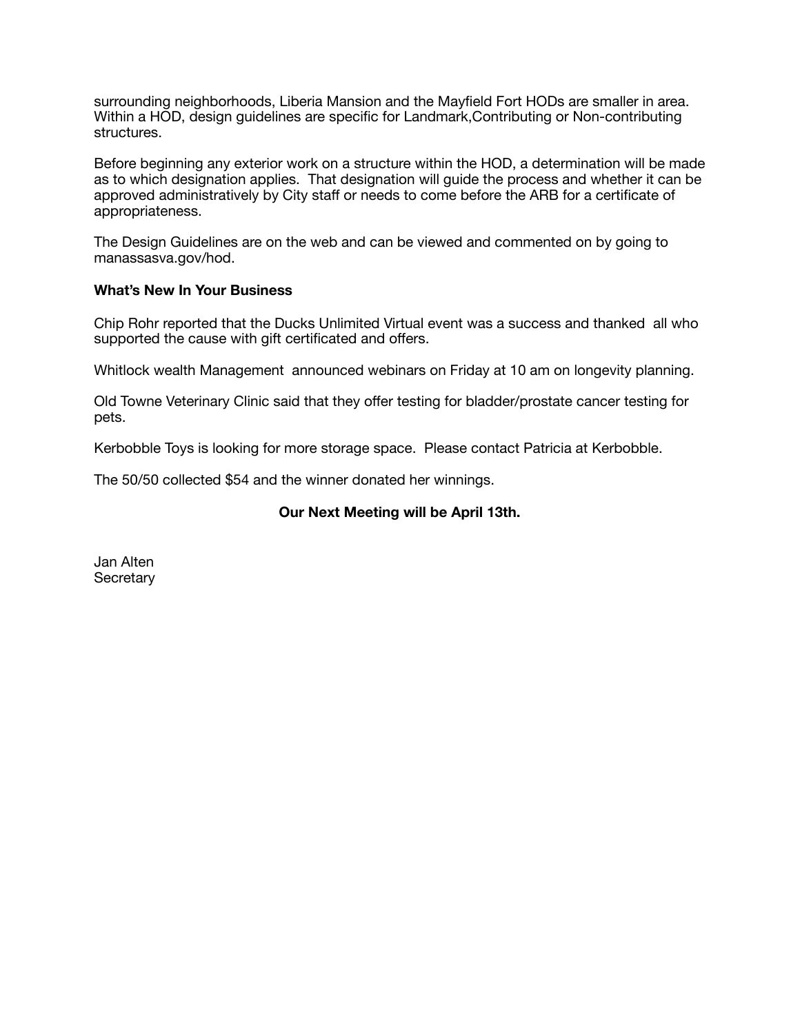surrounding neighborhoods, Liberia Mansion and the Mayfield Fort HODs are smaller in area. Within a HOD, design guidelines are specific for Landmark,Contributing or Non-contributing structures.

Before beginning any exterior work on a structure within the HOD, a determination will be made as to which designation applies. That designation will guide the process and whether it can be approved administratively by City staff or needs to come before the ARB for a certificate of appropriateness.

The Design Guidelines are on the web and can be viewed and commented on by going to manassasva.gov/hod.

**What's New In Your Business**

Chip Rohr reported that the Ducks Unlimited Virtual event was a success and thanked all who supported the cause with gift certificated and offers.

Whitlock wealth Management announced webinars on Friday at 10 am on longevity planning.

Old Towne Veterinary Clinic said that they offer testing for bladder/prostate cancer testing for pets.

Kerbobble Toys is looking for more storage space. Please contact Patricia at Kerbobble.

The 50/50 collected $54 and the winner donated her winnings.

**Our Next Meeting will be April 13th.**

Jan Alten
Secretary